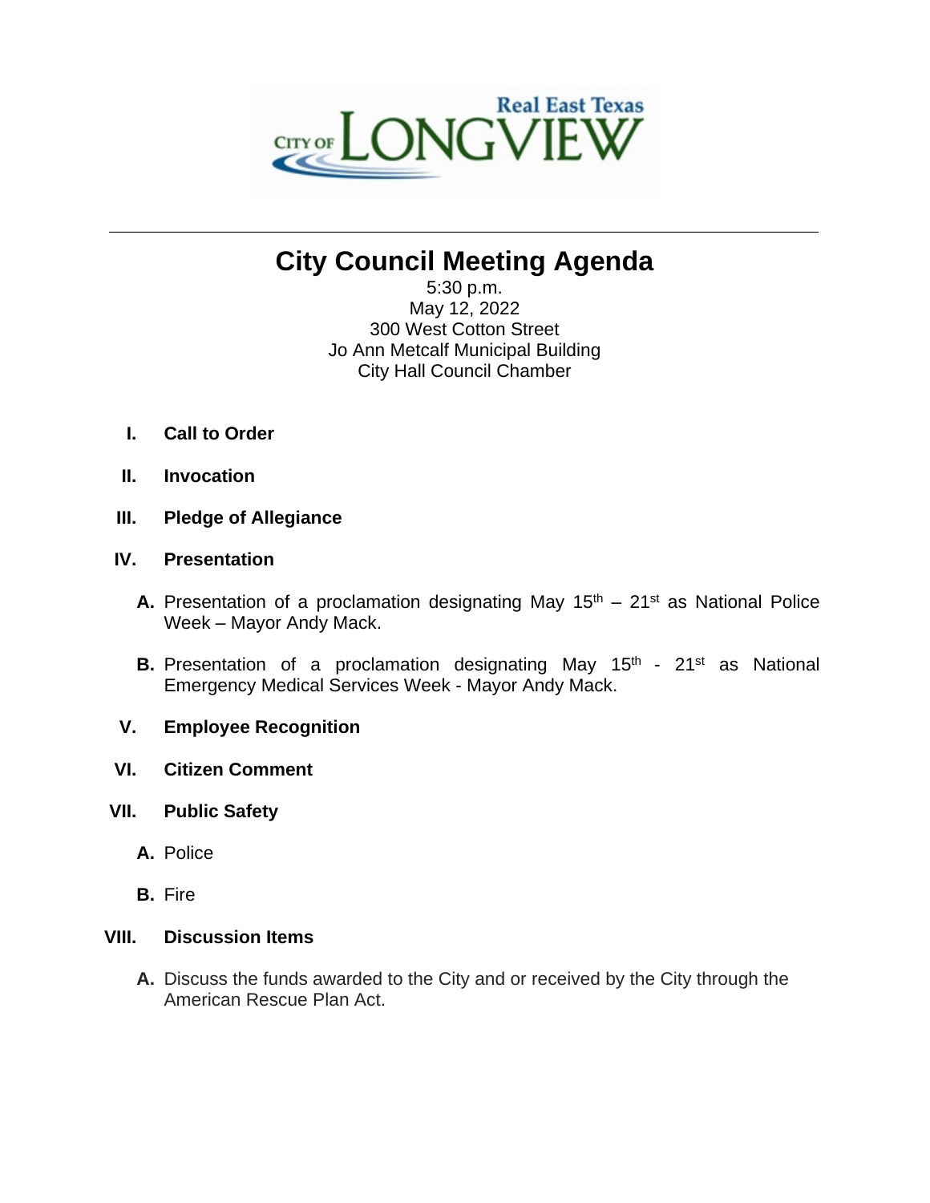City of LONGVIEW — Real East Texas

# City Council Meeting Agenda

5:30 p.m.
May 12, 2022
300 West Cotton Street
Jo Ann Metcalf Municipal Building
City Hall Council Chamber

**I. Call to Order**

**II. Invocation**

**III. Pledge of Allegiance**

**IV. Presentation**

**A.** Presentation of a proclamation designating May 15th – 21st as National Police Week – Mayor Andy Mack.

**B.** Presentation of a proclamation designating May 15th - 21st as National Emergency Medical Services Week - Mayor Andy Mack.

**V. Employee Recognition**

**VI. Citizen Comment**

**VII. Public Safety**

**A.** Police

**B.** Fire

**VIII. Discussion Items**

**A.** Discuss the funds awarded to the City and or received by the City through the American Rescue Plan Act.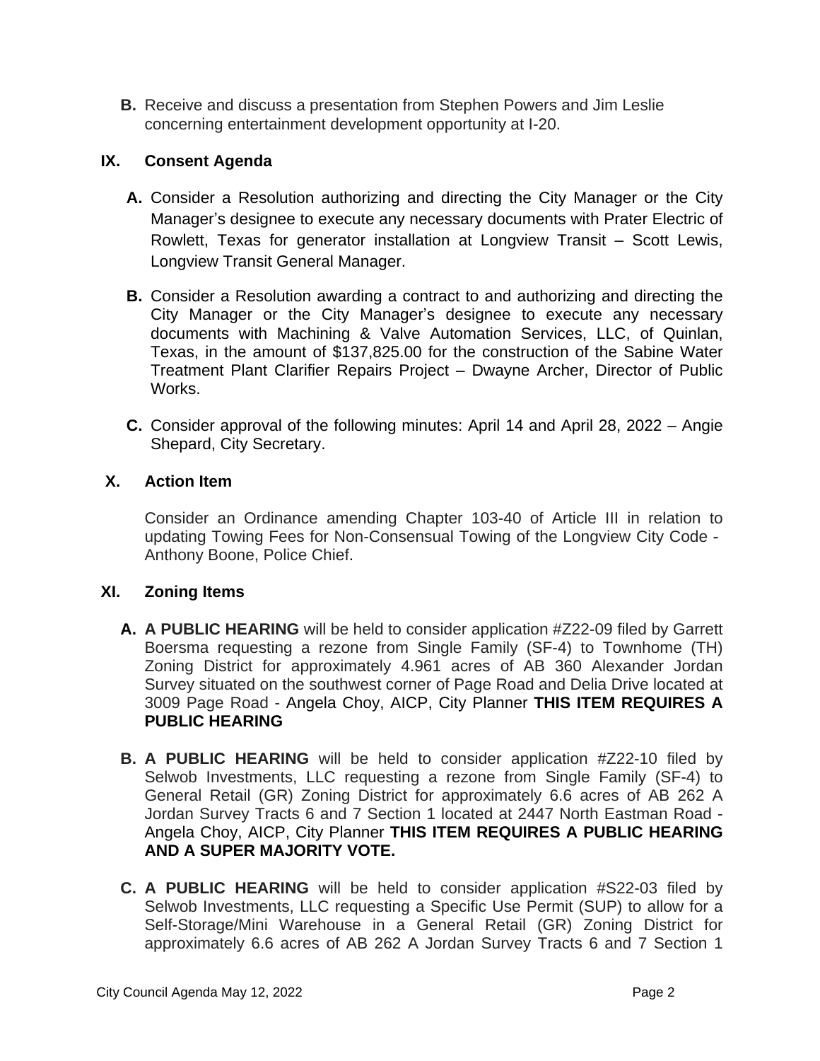**B.** Receive and discuss a presentation from Stephen Powers and Jim Leslie concerning entertainment development opportunity at I-20.

## IX. Consent Agenda

**A.** Consider a Resolution authorizing and directing the City Manager or the City Manager's designee to execute any necessary documents with Prater Electric of Rowlett, Texas for generator installation at Longview Transit – Scott Lewis, Longview Transit General Manager.

**B.** Consider a Resolution awarding a contract to and authorizing and directing the City Manager or the City Manager's designee to execute any necessary documents with Machining & Valve Automation Services, LLC, of Quinlan, Texas, in the amount of $137,825.00 for the construction of the Sabine Water Treatment Plant Clarifier Repairs Project – Dwayne Archer, Director of Public Works.

**C.** Consider approval of the following minutes: April 14 and April 28, 2022 – Angie Shepard, City Secretary.

## X. Action Item

Consider an Ordinance amending Chapter 103-40 of Article III in relation to updating Towing Fees for Non-Consensual Towing of the Longview City Code - Anthony Boone, Police Chief.

## XI. Zoning Items

**A.** **A PUBLIC HEARING** will be held to consider application #Z22-09 filed by Garrett Boersma requesting a rezone from Single Family (SF-4) to Townhome (TH) Zoning District for approximately 4.961 acres of AB 360 Alexander Jordan Survey situated on the southwest corner of Page Road and Delia Drive located at 3009 Page Road - Angela Choy, AICP, City Planner **THIS ITEM REQUIRES A PUBLIC HEARING**

**B.** **A PUBLIC HEARING** will be held to consider application #Z22-10 filed by Selwob Investments, LLC requesting a rezone from Single Family (SF-4) to General Retail (GR) Zoning District for approximately 6.6 acres of AB 262 A Jordan Survey Tracts 6 and 7 Section 1 located at 2447 North Eastman Road - Angela Choy, AICP, City Planner **THIS ITEM REQUIRES A PUBLIC HEARING AND A SUPER MAJORITY VOTE.**

**C.** **A PUBLIC HEARING** will be held to consider application #S22-03 filed by Selwob Investments, LLC requesting a Specific Use Permit (SUP) to allow for a Self-Storage/Mini Warehouse in a General Retail (GR) Zoning District for approximately 6.6 acres of AB 262 A Jordan Survey Tracts 6 and 7 Section 1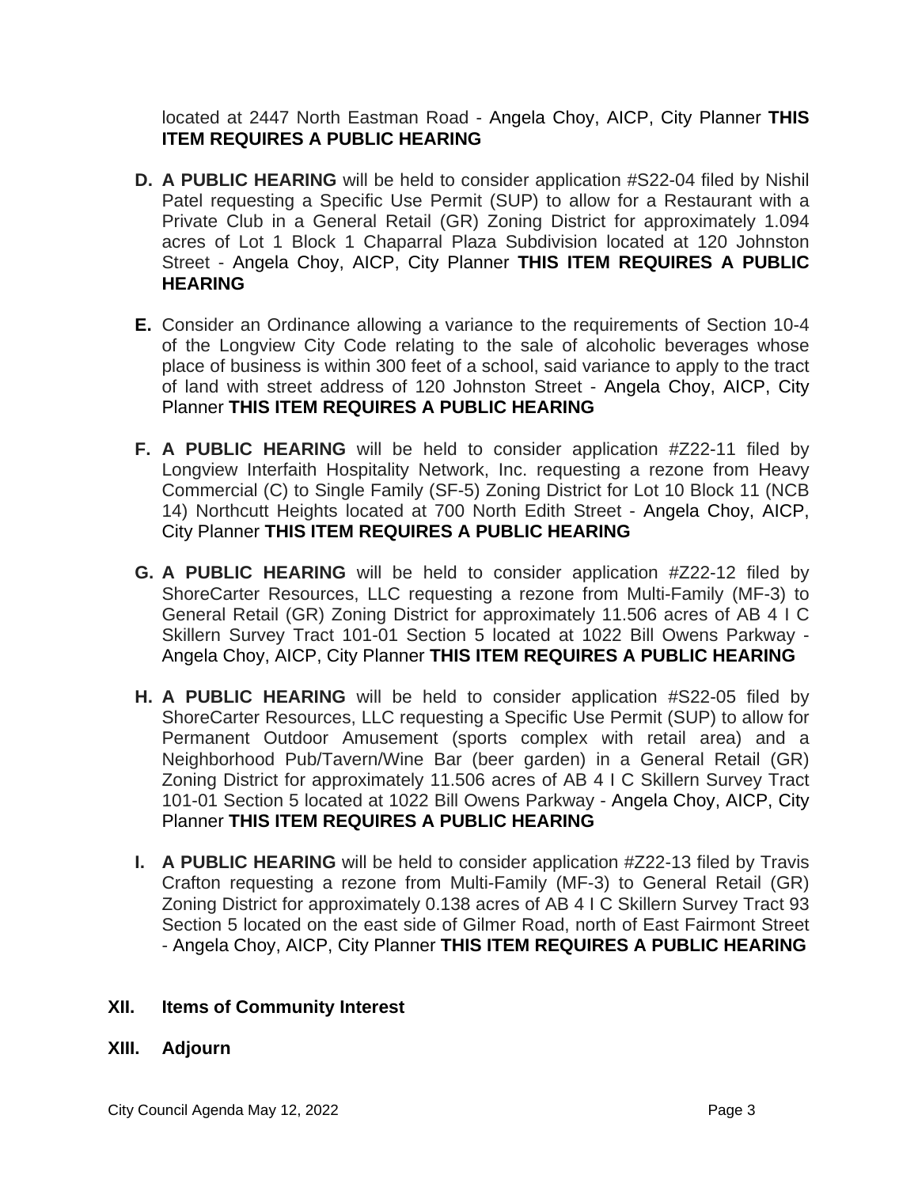located at 2447 North Eastman Road - Angela Choy, AICP, City Planner **THIS ITEM REQUIRES A PUBLIC HEARING**

**D.** **A PUBLIC HEARING** will be held to consider application #S22-04 filed by Nishil Patel requesting a Specific Use Permit (SUP) to allow for a Restaurant with a Private Club in a General Retail (GR) Zoning District for approximately 1.094 acres of Lot 1 Block 1 Chaparral Plaza Subdivision located at 120 Johnston Street - Angela Choy, AICP, City Planner **THIS ITEM REQUIRES A PUBLIC HEARING**

**E.** Consider an Ordinance allowing a variance to the requirements of Section 10-4 of the Longview City Code relating to the sale of alcoholic beverages whose place of business is within 300 feet of a school, said variance to apply to the tract of land with street address of 120 Johnston Street - Angela Choy, AICP, City Planner **THIS ITEM REQUIRES A PUBLIC HEARING**

**F.** **A PUBLIC HEARING** will be held to consider application #Z22-11 filed by Longview Interfaith Hospitality Network, Inc. requesting a rezone from Heavy Commercial (C) to Single Family (SF-5) Zoning District for Lot 10 Block 11 (NCB 14) Northcutt Heights located at 700 North Edith Street - Angela Choy, AICP, City Planner **THIS ITEM REQUIRES A PUBLIC HEARING**

**G.** **A PUBLIC HEARING** will be held to consider application #Z22-12 filed by ShoreCarter Resources, LLC requesting a rezone from Multi-Family (MF-3) to General Retail (GR) Zoning District for approximately 11.506 acres of AB 4 I C Skillern Survey Tract 101-01 Section 5 located at 1022 Bill Owens Parkway - Angela Choy, AICP, City Planner **THIS ITEM REQUIRES A PUBLIC HEARING**

**H.** **A PUBLIC HEARING** will be held to consider application #S22-05 filed by ShoreCarter Resources, LLC requesting a Specific Use Permit (SUP) to allow for Permanent Outdoor Amusement (sports complex with retail area) and a Neighborhood Pub/Tavern/Wine Bar (beer garden) in a General Retail (GR) Zoning District for approximately 11.506 acres of AB 4 I C Skillern Survey Tract 101-01 Section 5 located at 1022 Bill Owens Parkway - Angela Choy, AICP, City Planner **THIS ITEM REQUIRES A PUBLIC HEARING**

**I.** **A PUBLIC HEARING** will be held to consider application #Z22-13 filed by Travis Crafton requesting a rezone from Multi-Family (MF-3) to General Retail (GR) Zoning District for approximately 0.138 acres of AB 4 I C Skillern Survey Tract 93 Section 5 located on the east side of Gilmer Road, north of East Fairmont Street - Angela Choy, AICP, City Planner **THIS ITEM REQUIRES A PUBLIC HEARING**

## XII. Items of Community Interest

## XIII. Adjourn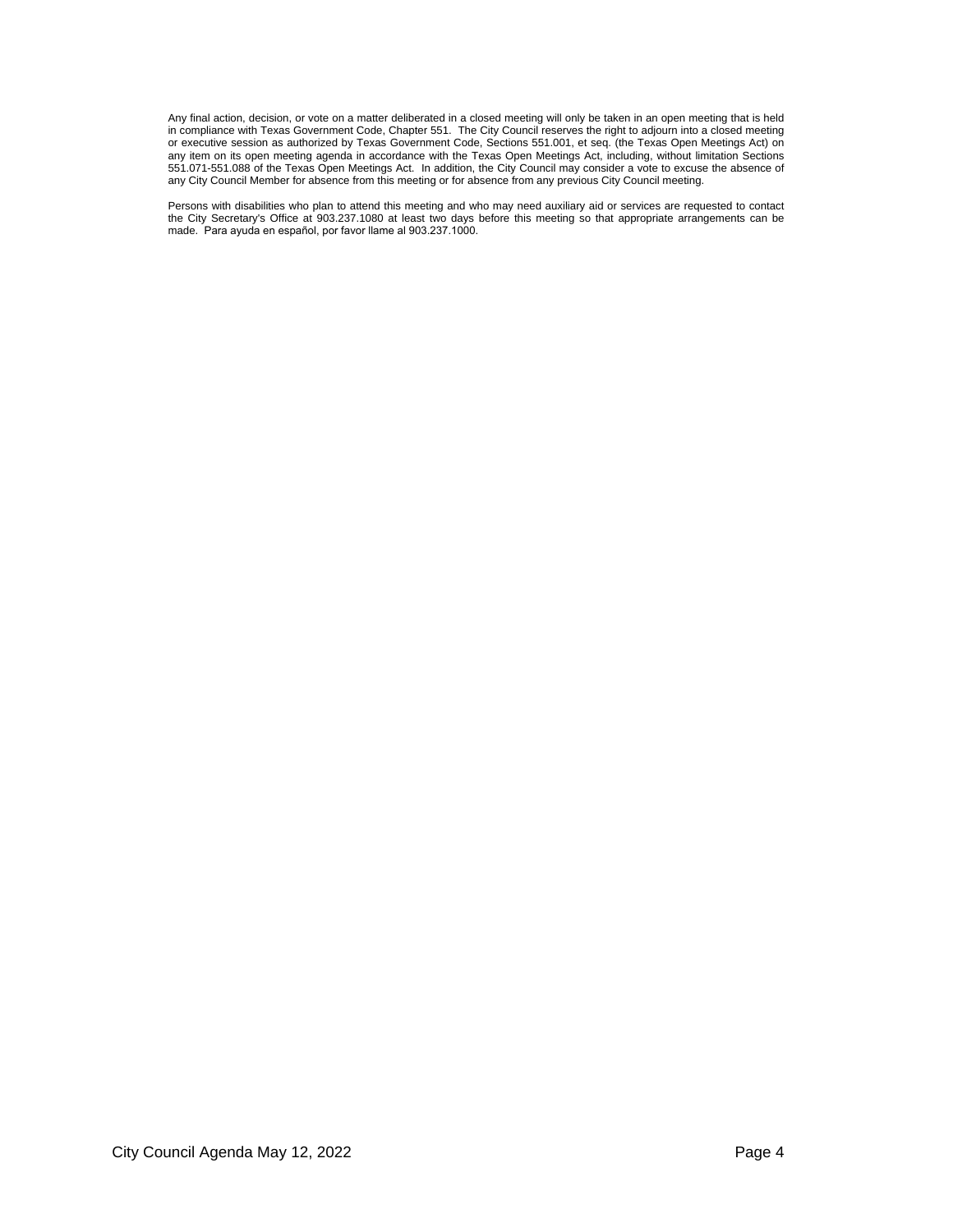Any final action, decision, or vote on a matter deliberated in a closed meeting will only be taken in an open meeting that is held in compliance with Texas Government Code, Chapter 551. The City Council reserves the right to adjourn into a closed meeting or executive session as authorized by Texas Government Code, Sections 551.001, et seq. (the Texas Open Meetings Act) on any item on its open meeting agenda in accordance with the Texas Open Meetings Act, including, without limitation Sections 551.071-551.088 of the Texas Open Meetings Act. In addition, the City Council may consider a vote to excuse the absence of any City Council Member for absence from this meeting or for absence from any previous City Council meeting.

Persons with disabilities who plan to attend this meeting and who may need auxiliary aid or services are requested to contact the City Secretary's Office at 903.237.1080 at least two days before this meeting so that appropriate arrangements can be made. Para ayuda en español, por favor llame al 903.237.1000.